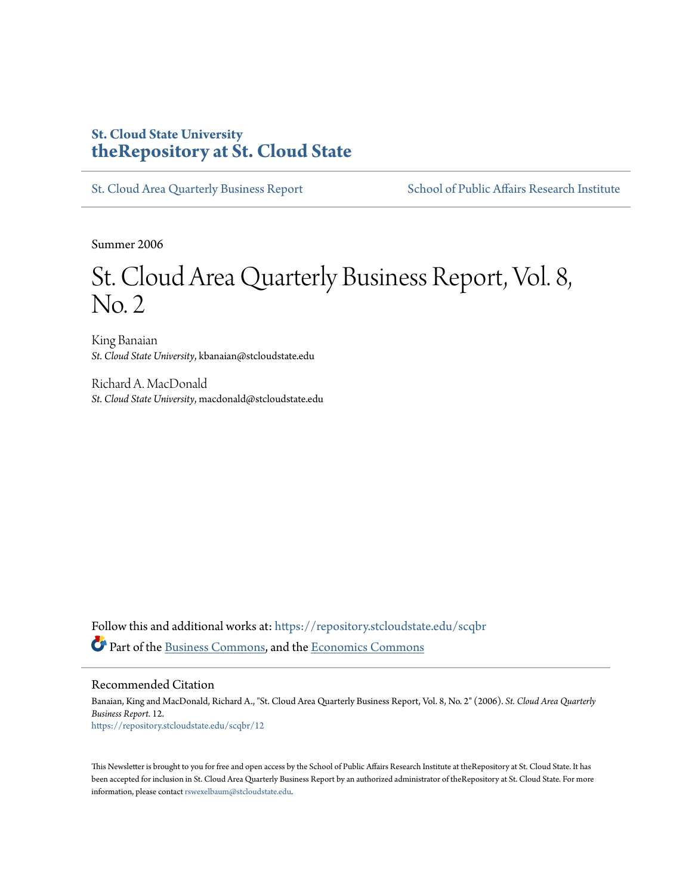St. Cloud State University
**theRepository at St. Cloud State**

St. Cloud Area Quarterly Business Report | School of Public Affairs Research Institute

Summer 2006

# St. Cloud Area Quarterly Business Report, Vol. 8, No. 2

King Banaian
*St. Cloud State University*, kbanaian@stcloudstate.edu

Richard A. MacDonald
*St. Cloud State University*, macdonald@stcloudstate.edu

Follow this and additional works at: https://repository.stcloudstate.edu/scqbr

Part of the Business Commons, and the Economics Commons

## Recommended Citation

Banaian, King and MacDonald, Richard A., "St. Cloud Area Quarterly Business Report, Vol. 8, No. 2" (2006). *St. Cloud Area Quarterly Business Report*. 12.
https://repository.stcloudstate.edu/scqbr/12

This Newsletter is brought to you for free and open access by the School of Public Affairs Research Institute at theRepository at St. Cloud State. It has been accepted for inclusion in St. Cloud Area Quarterly Business Report by an authorized administrator of theRepository at St. Cloud State. For more information, please contact rswexelbaum@stcloudstate.edu.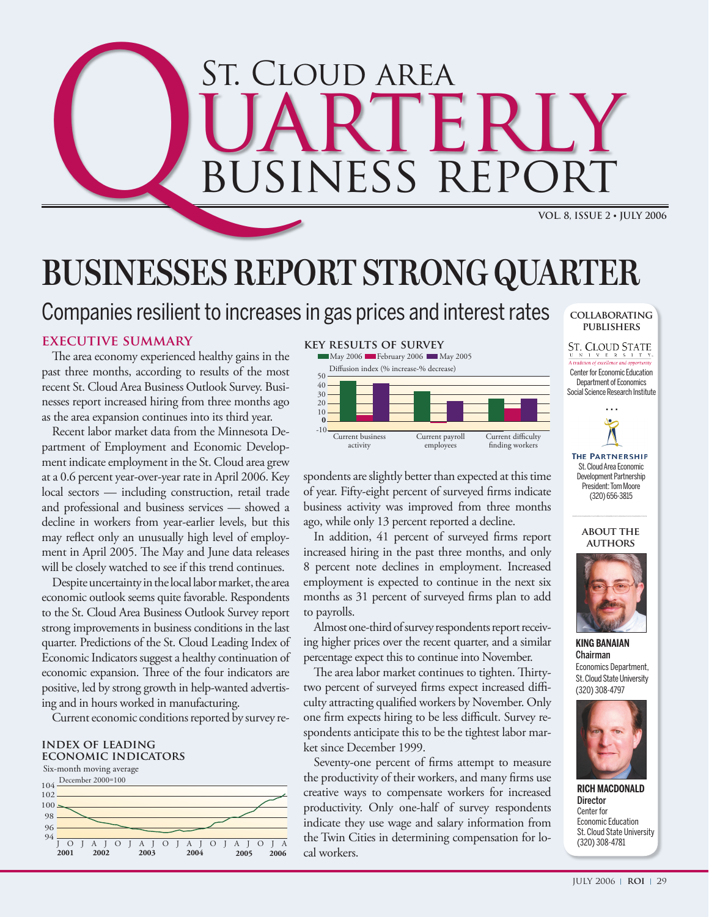# ST. CLOUD AREA QUARTERLY BUSINESS REPORT

VOL. 8, ISSUE 2 • JULY 2006

# BUSINESSES REPORT STRONG QUARTER

## Companies resilient to increases in gas prices and interest rates

### EXECUTIVE SUMMARY

The area economy experienced healthy gains in the past three months, according to results of the most recent St. Cloud Area Business Outlook Survey. Businesses report increased hiring from three months ago as the area expansion continues into its third year.

Recent labor market data from the Minnesota Department of Employment and Economic Development indicate employment in the St. Cloud area grew at a 0.6 percent year-over-year rate in April 2006. Key local sectors — including construction, retail trade and professional and business services — showed a decline in workers from year-earlier levels, but this may reflect only an unusually high level of employment in April 2005. The May and June data releases will be closely watched to see if this trend continues.

Despite uncertainty in the local labor market, the area economic outlook seems quite favorable. Respondents to the St. Cloud Area Business Outlook Survey report strong improvements in business conditions in the last quarter. Predictions of the St. Cloud Leading Index of Economic Indicators suggest a healthy continuation of economic expansion. Three of the four indicators are positive, led by strong growth in help-wanted advertising and in hours worked in manufacturing.

Current economic conditions reported by survey respondents are slightly better than expected at this time of year. Fifty-eight percent of surveyed firms indicate business activity was improved from three months ago, while only 13 percent reported a decline.

In addition, 41 percent of surveyed firms report increased hiring in the past three months, and only 8 percent note declines in employment. Increased employment is expected to continue in the next six months as 31 percent of surveyed firms plan to add to payrolls.

Almost one-third of survey respondents report receiving higher prices over the recent quarter, and a similar percentage expect this to continue into November.

The area labor market continues to tighten. Thirty-two percent of surveyed firms expect increased difficulty attracting qualified workers by November. Only one firm expects hiring to be less difficult. Survey respondents anticipate this to be the tightest labor market since December 1999.

Seventy-one percent of firms attempt to measure the productivity of their workers, and many firms use creative ways to compensate workers for increased productivity. Only one-half of survey respondents indicate they use wage and salary information from the Twin Cities in determining compensation for local workers.

**INDEX OF LEADING ECONOMIC INDICATORS**

Six-month moving average

December 2000=100

**KEY RESULTS OF SURVEY**

May 2006 / February 2006 / May 2005

Diffusion index (% increase-% decrease)

Current business activity; Current payroll employees; Current difficulty finding workers

**COLLABORATING PUBLISHERS**

St. Cloud State University — A tradition of excellence and opportunity
Center for Economic Education
Department of Economics
Social Science Research Institute

The Partnership
St. Cloud Area Economic Development Partnership
President: Tom Moore
(320) 656-3815

**ABOUT THE AUTHORS**

**KING BANAIAN**
**Chairman**
Economics Department, St. Cloud State University
(320) 308-4797

**RICH MACDONALD**
**Director**
Center for Economic Education
St. Cloud State University
(320) 308-4781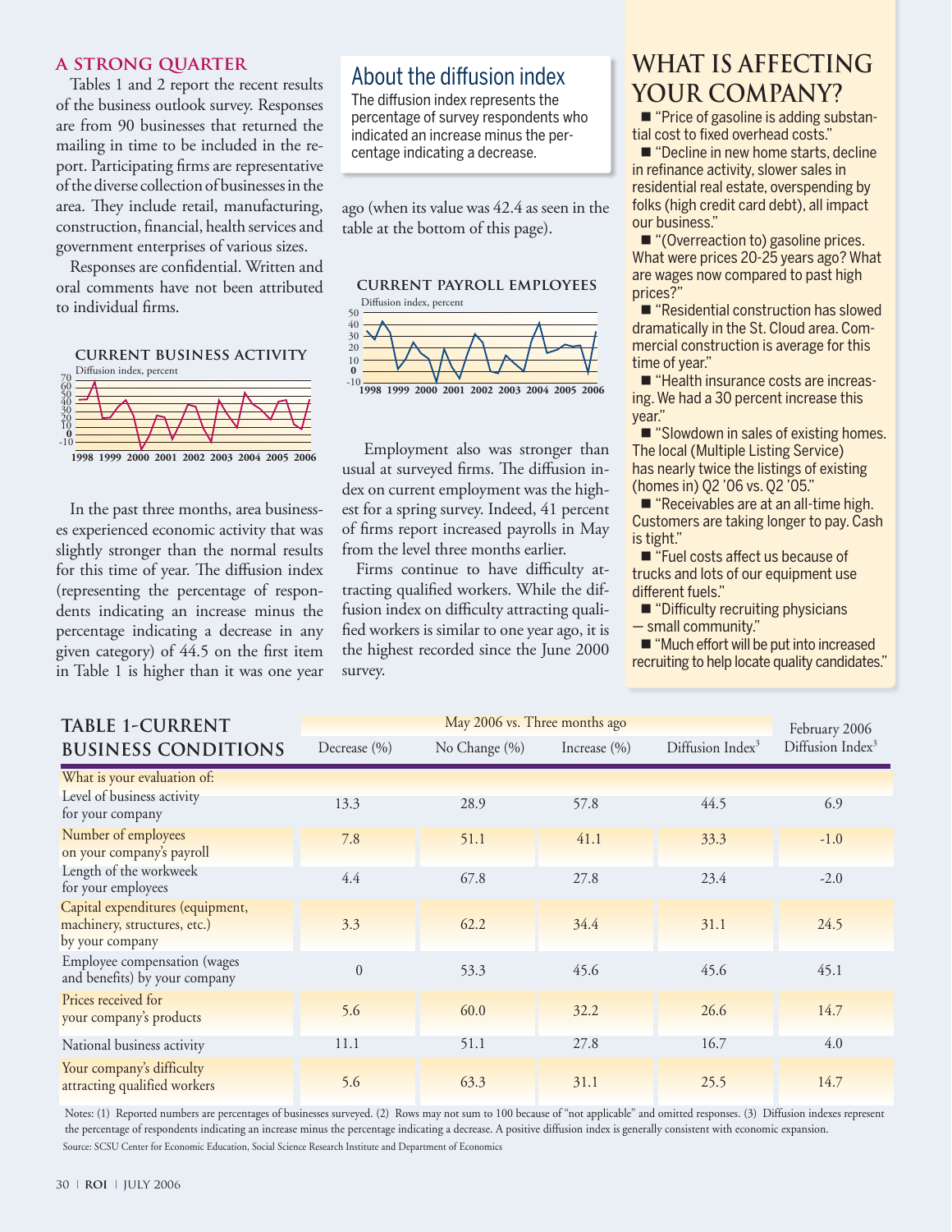## A STRONG QUARTER

Tables 1 and 2 report the recent results of the business outlook survey. Responses are from 90 businesses that returned the mailing in time to be included in the report. Participating firms are representative of the diverse collection of businesses in the area. They include retail, manufacturing, construction, financial, health services and government enterprises of various sizes.

Responses are confidential. Written and oral comments have not been attributed to individual firms.

**CURRENT BUSINESS ACTIVITY**

Diffusion index, percent

In the past three months, area businesses experienced economic activity that was slightly stronger than the normal results for this time of year. The diffusion index (representing the percentage of respondents indicating an increase minus the percentage indicating a decrease in any given category) of 44.5 on the first item in Table 1 is higher than it was one year ago (when its value was 42.4 as seen in the table at the bottom of this page).

### About the diffusion index

The diffusion index represents the percentage of survey respondents who indicated an increase minus the percentage indicating a decrease.

**CURRENT PAYROLL EMPLOYEES**

Diffusion index, percent

Employment also was stronger than usual at surveyed firms. The diffusion index on current employment was the highest for a spring survey. Indeed, 41 percent of firms report increased payrolls in May from the level three months earlier.

Firms continue to have difficulty attracting qualified workers. While the diffusion index on difficulty attracting qualified workers is similar to one year ago, it is the highest recorded since the June 2000 survey.

## WHAT IS AFFECTING YOUR COMPANY?

- "Price of gasoline is adding substantial cost to fixed overhead costs."
- "Decline in new home starts, decline in refinance activity, slower sales in residential real estate, overspending by folks (high credit card debt), all impact our business."
- "(Overreaction to) gasoline prices. What were prices 20-25 years ago? What are wages now compared to past high prices?"
- "Residential construction has slowed dramatically in the St. Cloud area. Commercial construction is average for this time of year."
- "Health insurance costs are increasing. We had a 30 percent increase this year."
- "Slowdown in sales of existing homes. The local (Multiple Listing Service) has nearly twice the listings of existing (homes in) Q2 '06 vs. Q2 '05."
- "Receivables are at an all-time high. Customers are taking longer to pay. Cash is tight."
- "Fuel costs affect us because of trucks and lots of our equipment use different fuels."
- "Difficulty recruiting physicians — small community."
- "Much effort will be put into increased recruiting to help locate quality candidates."

## TABLE 1-CURRENT BUSINESS CONDITIONS

| | May 2006 vs. Three months ago | | | | February 2006 |
|---|---|---|---|---|---|
| | Decrease (%) | No Change (%) | Increase (%) | Diffusion Index[3] | Diffusion Index[3] |
| What is your evaluation of: | | | | | |
| Level of business activity for your company | 13.3 | 28.9 | 57.8 | 44.5 | 6.9 |
| Number of employees on your company's payroll | 7.8 | 51.1 | 41.1 | 33.3 | -1.0 |
| Length of the workweek for your employees | 4.4 | 67.8 | 27.8 | 23.4 | -2.0 |
| Capital expenditures (equipment, machinery, structures, etc.) by your company | 3.3 | 62.2 | 34.4 | 31.1 | 24.5 |
| Employee compensation (wages and benefits) by your company | 0 | 53.3 | 45.6 | 45.6 | 45.1 |
| Prices received for your company's products | 5.6 | 60.0 | 32.2 | 26.6 | 14.7 |
| National business activity | 11.1 | 51.1 | 27.8 | 16.7 | 4.0 |
| Your company's difficulty attracting qualified workers | 5.6 | 63.3 | 31.1 | 25.5 | 14.7 |

Notes: (1) Reported numbers are percentages of businesses surveyed. (2) Rows may not sum to 100 because of "not applicable" and omitted responses. (3) Diffusion indexes represent the percentage of respondents indicating an increase minus the percentage indicating a decrease. A positive diffusion index is generally consistent with economic expansion.

Source: SCSU Center for Economic Education, Social Science Research Institute and Department of Economics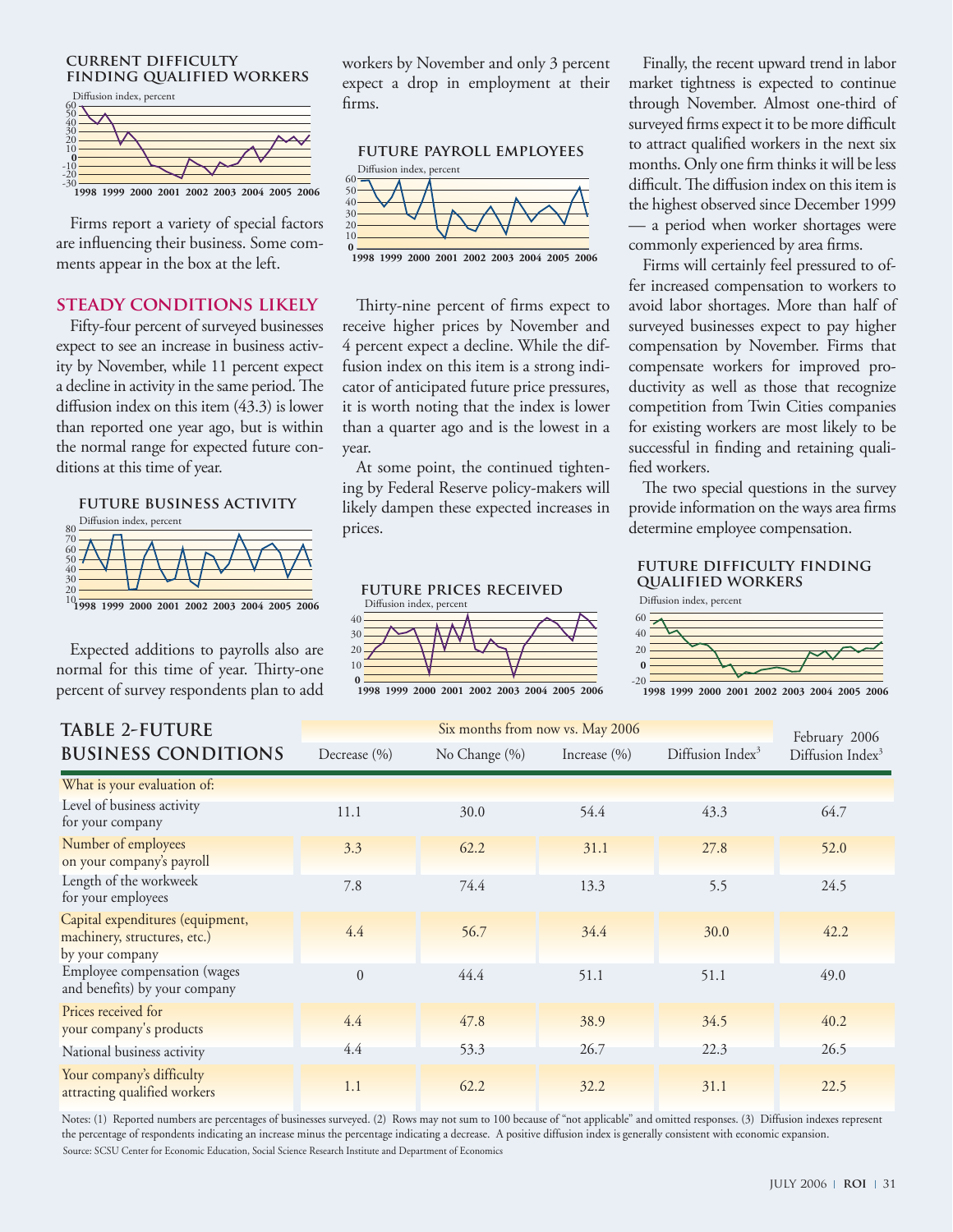**CURRENT DIFFICULTY FINDING QUALIFIED WORKERS**

Diffusion index, percent

Firms report a variety of special factors are influencing their business. Some comments appear in the box at the left.

## STEADY CONDITIONS LIKELY

Fifty-four percent of surveyed businesses expect to see an increase in business activity by November, while 11 percent expect a decline in activity in the same period. The diffusion index on this item (43.3) is lower than reported one year ago, but is within the normal range for expected future conditions at this time of year.

**FUTURE BUSINESS ACTIVITY**

Diffusion index, percent

Expected additions to payrolls also are normal for this time of year. Thirty-one percent of survey respondents plan to add workers by November and only 3 percent expect a drop in employment at their firms.

**FUTURE PAYROLL EMPLOYEES**

Diffusion index, percent

Thirty-nine percent of firms expect to receive higher prices by November and 4 percent expect a decline. While the diffusion index on this item is a strong indicator of anticipated future price pressures, it is worth noting that the index is lower than a quarter ago and is the lowest in a year.

At some point, the continued tightening by Federal Reserve policy-makers will likely dampen these expected increases in prices.

**FUTURE PRICES RECEIVED**

Diffusion index, percent

Finally, the recent upward trend in labor market tightness is expected to continue through November. Almost one-third of surveyed firms expect it to be more difficult to attract qualified workers in the next six months. Only one firm thinks it will be less difficult. The diffusion index on this item is the highest observed since December 1999 — a period when worker shortages were commonly experienced by area firms.

Firms will certainly feel pressured to offer increased compensation to workers to avoid labor shortages. More than half of surveyed businesses expect to pay higher compensation by November. Firms that compensate workers for improved productivity as well as those that recognize competition from Twin Cities companies for existing workers are most likely to be successful in finding and retaining qualified workers.

The two special questions in the survey provide information on the ways area firms determine employee compensation.

**FUTURE DIFFICULTY FINDING QUALIFIED WORKERS**

Diffusion index, percent

## TABLE 2-FUTURE BUSINESS CONDITIONS

| | Six months from now vs. May 2006 | | | | February 2006 |
|---|---|---|---|---|---|
| | Decrease (%) | No Change (%) | Increase (%) | Diffusion Index[3] | Diffusion Index[3] |
| What is your evaluation of: | | | | | |
| Level of business activity for your company | 11.1 | 30.0 | 54.4 | 43.3 | 64.7 |
| Number of employees on your company's payroll | 3.3 | 62.2 | 31.1 | 27.8 | 52.0 |
| Length of the workweek for your employees | 7.8 | 74.4 | 13.3 | 5.5 | 24.5 |
| Capital expenditures (equipment, machinery, structures, etc.) by your company | 4.4 | 56.7 | 34.4 | 30.0 | 42.2 |
| Employee compensation (wages and benefits) by your company | 0 | 44.4 | 51.1 | 51.1 | 49.0 |
| Prices received for your company's products | 4.4 | 47.8 | 38.9 | 34.5 | 40.2 |
| National business activity | 4.4 | 53.3 | 26.7 | 22.3 | 26.5 |
| Your company's difficulty attracting qualified workers | 1.1 | 62.2 | 32.2 | 31.1 | 22.5 |

Notes: (1) Reported numbers are percentages of businesses surveyed. (2) Rows may not sum to 100 because of "not applicable" and omitted responses. (3) Diffusion indexes represent the percentage of respondents indicating an increase minus the percentage indicating a decrease. A positive diffusion index is generally consistent with economic expansion.

Source: SCSU Center for Economic Education, Social Science Research Institute and Department of Economics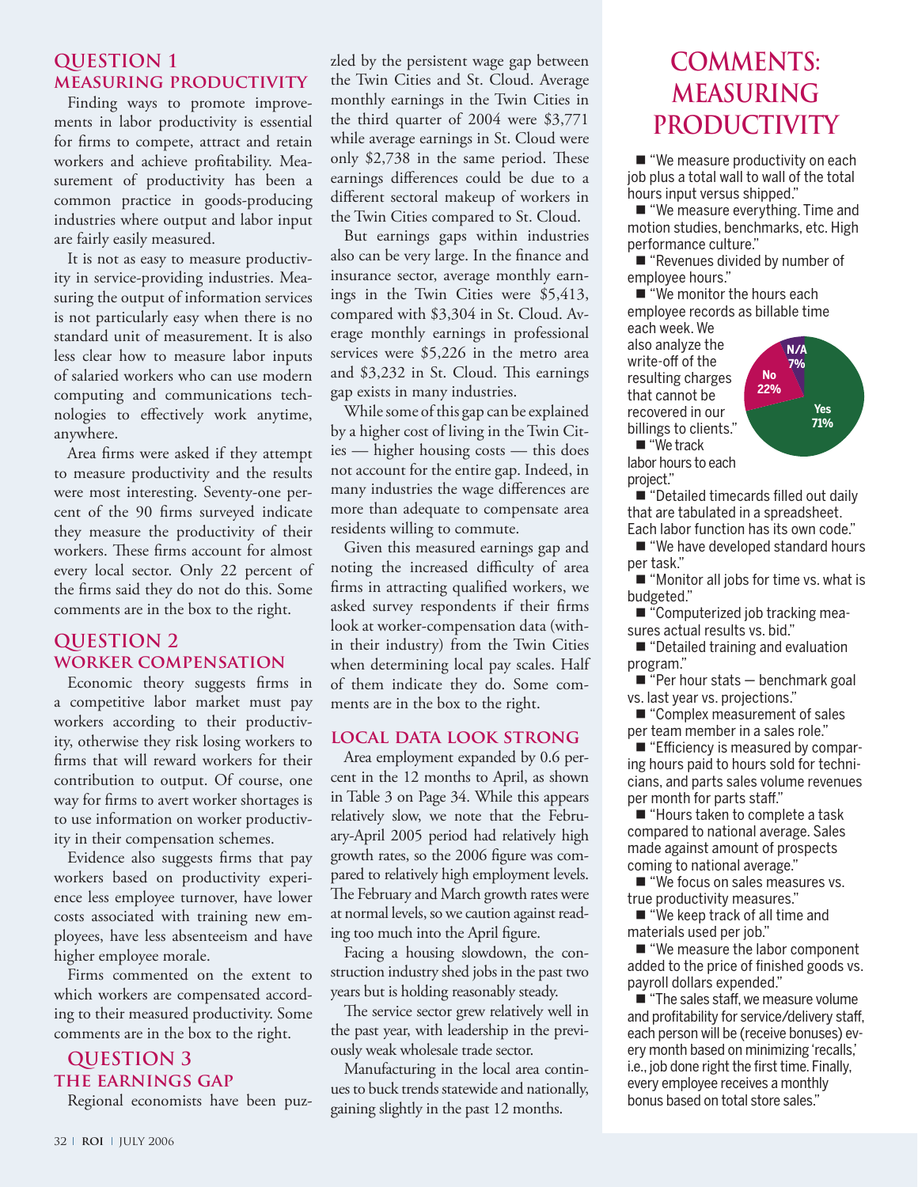## QUESTION 1
### MEASURING PRODUCTIVITY

Finding ways to promote improvements in labor productivity is essential for firms to compete, attract and retain workers and achieve profitability. Measurement of productivity has been a common practice in goods-producing industries where output and labor input are fairly easily measured.

It is not as easy to measure productivity in service-providing industries. Measuring the output of information services is not particularly easy when there is no standard unit of measurement. It is also less clear how to measure labor inputs of salaried workers who can use modern computing and communications technologies to effectively work anytime, anywhere.

Area firms were asked if they attempt to measure productivity and the results were most interesting. Seventy-one percent of the 90 firms surveyed indicate they measure the productivity of their workers. These firms account for almost every local sector. Only 22 percent of the firms said they do not do this. Some comments are in the box to the right.

## QUESTION 2
### WORKER COMPENSATION

Economic theory suggests firms in a competitive labor market must pay workers according to their productivity, otherwise they risk losing workers to firms that will reward workers for their contribution to output. Of course, one way for firms to avert worker shortages is to use information on worker productivity in their compensation schemes.

Evidence also suggests firms that pay workers based on productivity experience less employee turnover, have lower costs associated with training new employees, have less absenteeism and have higher employee morale.

Firms commented on the extent to which workers are compensated according to their measured productivity. Some comments are in the box to the right.

## QUESTION 3
### THE EARNINGS GAP

Regional economists have been puzzled by the persistent wage gap between the Twin Cities and St. Cloud. Average monthly earnings in the Twin Cities in the third quarter of 2004 were $3,771 while average earnings in St. Cloud were only $2,738 in the same period. These earnings differences could be due to a different sectoral makeup of workers in the Twin Cities compared to St. Cloud.

But earnings gaps within industries also can be very large. In the finance and insurance sector, average monthly earnings in the Twin Cities were $5,413, compared with $3,304 in St. Cloud. Average monthly earnings in professional services were $5,226 in the metro area and $3,232 in St. Cloud. This earnings gap exists in many industries.

While some of this gap can be explained by a higher cost of living in the Twin Cities — higher housing costs — this does not account for the entire gap. Indeed, in many industries the wage differences are more than adequate to compensate area residents willing to commute.

Given this measured earnings gap and noting the increased difficulty of area firms in attracting qualified workers, we asked survey respondents if their firms look at worker-compensation data (within their industry) from the Twin Cities when determining local pay scales. Half of them indicate they do. Some comments are in the box to the right.

### LOCAL DATA LOOK STRONG

Area employment expanded by 0.6 percent in the 12 months to April, as shown in Table 3 on Page 34. While this appears relatively slow, we note that the February-April 2005 period had relatively high growth rates, so the 2006 figure was compared to relatively high employment levels. The February and March growth rates were at normal levels, so we caution against reading too much into the April figure.

Facing a housing slowdown, the construction industry shed jobs in the past two years but is holding reasonably steady.

The service sector grew relatively well in the past year, with leadership in the previously weak wholesale trade sector.

Manufacturing in the local area continues to buck trends statewide and nationally, gaining slightly in the past 12 months.

## COMMENTS: MEASURING PRODUCTIVITY

| Response | Percent |
|---|---|
| Yes | 71% |
| No | 22% |
| N/A | 7% |

- "We measure productivity on each job plus a total wall to wall of the total hours input versus shipped."
- "We measure everything. Time and motion studies, benchmarks, etc. High performance culture."
- "Revenues divided by number of employee hours."
- "We monitor the hours each employee records as billable time each week. We also analyze the write-off of the resulting charges that cannot be recovered in our billings to clients."
- "We track labor hours to each project."
- "Detailed timecards filled out daily that are tabulated in a spreadsheet. Each labor function has its own code."
- "We have developed standard hours per task."
- "Monitor all jobs for time vs. what is budgeted."
- "Computerized job tracking measures actual results vs. bid."
- "Detailed training and evaluation program."
- "Per hour stats — benchmark goal vs. last year vs. projections."
- "Complex measurement of sales per team member in a sales role."
- "Efficiency is measured by comparing hours paid to hours sold for technicians, and parts sales volume revenues per month for parts staff."
- "Hours taken to complete a task compared to national average. Sales made against amount of prospects coming to national average."
- "We focus on sales measures vs. true productivity measures."
- "We keep track of all time and materials used per job."
- "We measure the labor component added to the price of finished goods vs. payroll dollars expended."
- "The sales staff, we measure volume and profitability for service/delivery staff, each person will be (receive bonuses) every month based on minimizing 'recalls,' i.e., job done right the first time. Finally, every employee receives a monthly bonus based on total store sales."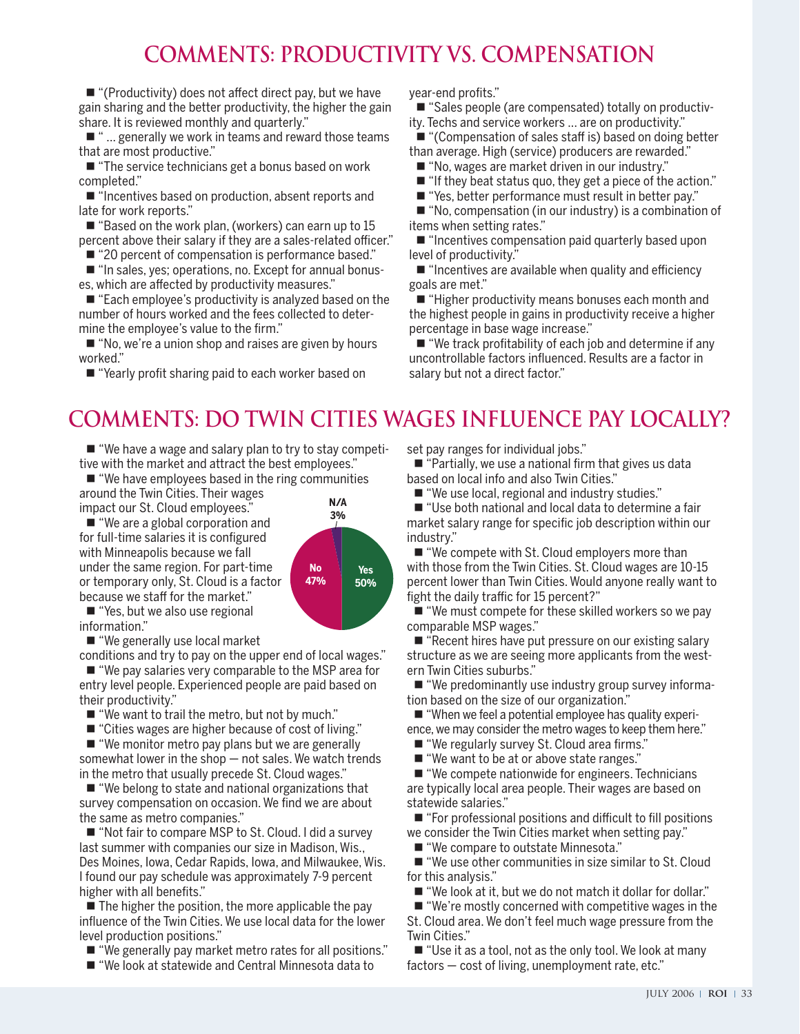# COMMENTS: PRODUCTIVITY VS. COMPENSATION

- "(Productivity) does not affect direct pay, but we have gain sharing and the better productivity, the higher the gain share. It is reviewed monthly and quarterly."
- " ... generally we work in teams and reward those teams that are most productive."
- "The service technicians get a bonus based on work completed."
- "Incentives based on production, absent reports and late for work reports."
- "Based on the work plan, (workers) can earn up to 15 percent above their salary if they are a sales-related officer."
- "20 percent of compensation is performance based."
- "In sales, yes; operations, no. Except for annual bonuses, which are affected by productivity measures."
- "Each employee's productivity is analyzed based on the number of hours worked and the fees collected to determine the employee's value to the firm."
- "No, we're a union shop and raises are given by hours worked."
- "Yearly profit sharing paid to each worker based on year-end profits."
- "Sales people (are compensated) totally on productivity. Techs and service workers ... are on productivity."
- "(Compensation of sales staff is) based on doing better than average. High (service) producers are rewarded."
- "No, wages are market driven in our industry."
- "If they beat status quo, they get a piece of the action."
- "Yes, better performance must result in better pay."
- "No, compensation (in our industry) is a combination of items when setting rates."
- "Incentives compensation paid quarterly based upon level of productivity."
- "Incentives are available when quality and efficiency goals are met."
- "Higher productivity means bonuses each month and the highest people in gains in productivity receive a higher percentage in base wage increase."
- "We track profitability of each job and determine if any uncontrollable factors influenced. Results are a factor in salary but not a direct factor."

# COMMENTS: DO TWIN CITIES WAGES INFLUENCE PAY LOCALLY?

| Response | Percent |
|---|---|
| Yes | 50% |
| No | 47% |
| N/A | 3% |

- "We have a wage and salary plan to try to stay competitive with the market and attract the best employees."
- "We have employees based in the ring communities around the Twin Cities. Their wages impact our St. Cloud employees."
- "We are a global corporation and for full-time salaries it is configured with Minneapolis because we fall under the same region. For part-time or temporary only, St. Cloud is a factor because we staff for the market."
- "Yes, but we also use regional information."
- "We generally use local market conditions and try to pay on the upper end of local wages."
- "We pay salaries very comparable to the MSP area for entry level people. Experienced people are paid based on their productivity."
- "We want to trail the metro, but not by much."
- "Cities wages are higher because of cost of living."
- "We monitor metro pay plans but we are generally somewhat lower in the shop — not sales. We watch trends in the metro that usually precede St. Cloud wages."
- "We belong to state and national organizations that survey compensation on occasion. We find we are about the same as metro companies."
- "Not fair to compare MSP to St. Cloud. I did a survey last summer with companies our size in Madison, Wis., Des Moines, Iowa, Cedar Rapids, Iowa, and Milwaukee, Wis. I found our pay schedule was approximately 7-9 percent higher with all benefits."
- The higher the position, the more applicable the pay influence of the Twin Cities. We use local data for the lower level production positions."
- "We generally pay market metro rates for all positions."
- "We look at statewide and Central Minnesota data to set pay ranges for individual jobs."
- "Partially, we use a national firm that gives us data based on local info and also Twin Cities."
- "We use local, regional and industry studies."
- "Use both national and local data to determine a fair market salary range for specific job description within our industry."
- "We compete with St. Cloud employers more than with those from the Twin Cities. St. Cloud wages are 10-15 percent lower than Twin Cities. Would anyone really want to fight the daily traffic for 15 percent?"
- "We must compete for these skilled workers so we pay comparable MSP wages."
- "Recent hires have put pressure on our existing salary structure as we are seeing more applicants from the western Twin Cities suburbs."
- "We predominantly use industry group survey information based on the size of our organization."
- "When we feel a potential employee has quality experience, we may consider the metro wages to keep them here."
- "We regularly survey St. Cloud area firms."
- "We want to be at or above state ranges."
- "We compete nationwide for engineers. Technicians are typically local area people. Their wages are based on statewide salaries."
- "For professional positions and difficult to fill positions we consider the Twin Cities market when setting pay."
- "We compare to outstate Minnesota."
- "We use other communities in size similar to St. Cloud for this analysis."
- "We look at it, but we do not match it dollar for dollar."
- "We're mostly concerned with competitive wages in the St. Cloud area. We don't feel much wage pressure from the Twin Cities."
- "Use it as a tool, not as the only tool. We look at many factors — cost of living, unemployment rate, etc."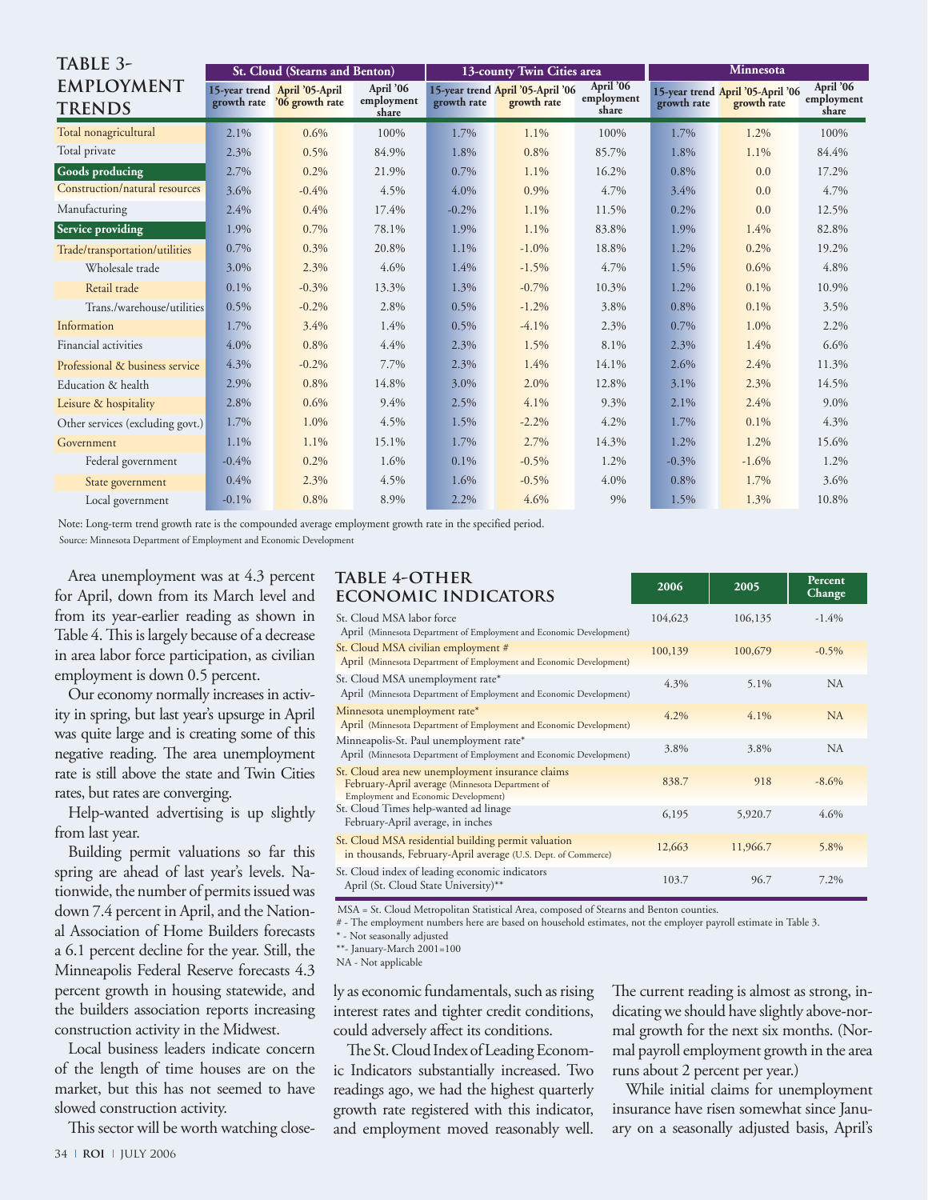## TABLE 3-EMPLOYMENT TRENDS

| | St. Cloud (Stearns and Benton) | | | 13-county Twin Cities area | | | Minnesota | | |
|---|---|---|---|---|---|---|---|---|---|
| | 15-year trend growth rate | April '05-April '06 growth rate | April '06 employment share | 15-year trend growth rate | April '05-April '06 growth rate | April '06 employment share | 15-year trend growth rate | April '05-April '06 growth rate | April '06 employment share |
| Total nonagricultural | 2.1% | 0.6% | 100% | 1.7% | 1.1% | 100% | 1.7% | 1.2% | 100% |
| Total private | 2.3% | 0.5% | 84.9% | 1.8% | 0.8% | 85.7% | 1.8% | 1.1% | 84.4% |
| **Goods producing** | 2.7% | 0.2% | 21.9% | 0.7% | 1.1% | 16.2% | 0.8% | 0.0 | 17.2% |
| Construction/natural resources | 3.6% | -0.4% | 4.5% | 4.0% | 0.9% | 4.7% | 3.4% | 0.0 | 4.7% |
| Manufacturing | 2.4% | 0.4% | 17.4% | -0.2% | 1.1% | 11.5% | 0.2% | 0.0 | 12.5% |
| **Service providing** | 1.9% | 0.7% | 78.1% | 1.9% | 1.1% | 83.8% | 1.9% | 1.4% | 82.8% |
| Trade/transportation/utilities | 0.7% | 0.3% | 20.8% | 1.1% | -1.0% | 18.8% | 1.2% | 0.2% | 19.2% |
| Wholesale trade | 3.0% | 2.3% | 4.6% | 1.4% | -1.5% | 4.7% | 1.5% | 0.6% | 4.8% |
| Retail trade | 0.1% | -0.3% | 13.3% | 1.3% | -0.7% | 10.3% | 1.2% | 0.1% | 10.9% |
| Trans./warehouse/utilities | 0.5% | -0.2% | 2.8% | 0.5% | -1.2% | 3.8% | 0.8% | 0.1% | 3.5% |
| Information | 1.7% | 3.4% | 1.4% | 0.5% | -4.1% | 2.3% | 0.7% | 1.0% | 2.2% |
| Financial activities | 4.0% | 0.8% | 4.4% | 2.3% | 1.5% | 8.1% | 2.3% | 1.4% | 6.6% |
| Professional & business service | 4.3% | -0.2% | 7.7% | 2.3% | 1.4% | 14.1% | 2.6% | 2.4% | 11.3% |
| Education & health | 2.9% | 0.8% | 14.8% | 3.0% | 2.0% | 12.8% | 3.1% | 2.3% | 14.5% |
| Leisure & hospitality | 2.8% | 0.6% | 9.4% | 2.5% | 4.1% | 9.3% | 2.1% | 2.4% | 9.0% |
| Other services (excluding govt.) | 1.7% | 1.0% | 4.5% | 1.5% | -2.2% | 4.2% | 1.7% | 0.1% | 4.3% |
| Government | 1.1% | 1.1% | 15.1% | 1.7% | 2.7% | 14.3% | 1.2% | 1.2% | 15.6% |
| Federal government | -0.4% | 0.2% | 1.6% | 0.1% | -0.5% | 1.2% | -0.3% | -1.6% | 1.2% |
| State government | 0.4% | 2.3% | 4.5% | 1.6% | -0.5% | 4.0% | 0.8% | 1.7% | 3.6% |
| Local government | -0.1% | 0.8% | 8.9% | 2.2% | 4.6% | 9% | 1.5% | 1.3% | 10.8% |

Note: Long-term trend growth rate is the compounded average employment growth rate in the specified period.
Source: Minnesota Department of Employment and Economic Development

Area unemployment was at 4.3 percent for April, down from its March level and from its year-earlier reading as shown in Table 4. This is largely because of a decrease in area labor force participation, as civilian employment is down 0.5 percent.

Our economy normally increases in activity in spring, but last year's upsurge in April was quite large and is creating some of this negative reading. The area unemployment rate is still above the state and Twin Cities rates, but rates are converging.

Help-wanted advertising is up slightly from last year.

Building permit valuations so far this spring are ahead of last year's levels. Nationwide, the number of permits issued was down 7.4 percent in April, and the National Association of Home Builders forecasts a 6.1 percent decline for the year. Still, the Minneapolis Federal Reserve forecasts 4.3 percent growth in housing statewide, and the builders association reports increasing construction activity in the Midwest.

Local business leaders indicate concern of the length of time houses are on the market, but this has not seemed to have slowed construction activity.

This sector will be worth watching closely as economic fundamentals, such as rising interest rates and tighter credit conditions, could adversely affect its conditions.

The St. Cloud Index of Leading Economic Indicators substantially increased. Two readings ago, we had the highest quarterly growth rate registered with this indicator, and employment moved reasonably well. The current reading is almost as strong, indicating we should have slightly above-normal growth for the next six months. (Normal payroll employment growth in the area runs about 2 percent per year.)

While initial claims for unemployment insurance have risen somewhat since January on a seasonally adjusted basis, April's

## TABLE 4-OTHER ECONOMIC INDICATORS

| | 2006 | 2005 | Percent Change |
|---|---|---|---|
| St. Cloud MSA labor force<br>April (Minnesota Department of Employment and Economic Development) | 104,623 | 106,135 | -1.4% |
| St. Cloud MSA civilian employment #<br>April (Minnesota Department of Employment and Economic Development) | 100,139 | 100,679 | -0.5% |
| St. Cloud MSA unemployment rate*<br>April (Minnesota Department of Employment and Economic Development) | 4.3% | 5.1% | NA |
| Minnesota unemployment rate*<br>April (Minnesota Department of Employment and Economic Development) | 4.2% | 4.1% | NA |
| Minneapolis-St. Paul unemployment rate*<br>April (Minnesota Department of Employment and Economic Development) | 3.8% | 3.8% | NA |
| St. Cloud area new unemployment insurance claims<br>February-April average (Minnesota Department of Employment and Economic Development) | 838.7 | 918 | -8.6% |
| St. Cloud Times help-wanted ad linage<br>February-April average, in inches | 6,195 | 5,920.7 | 4.6% |
| St. Cloud MSA residential building permit valuation<br>in thousands, February-April average (U.S. Dept. of Commerce) | 12,663 | 11,966.7 | 5.8% |
| St. Cloud index of leading economic indicators<br>April (St. Cloud State University)** | 103.7 | 96.7 | 7.2% |

MSA = St. Cloud Metropolitan Statistical Area, composed of Stearns and Benton counties.
# - The employment numbers here are based on household estimates, not the employer payroll estimate in Table 3.
* - Not seasonally adjusted
**- January-March 2001=100
NA - Not applicable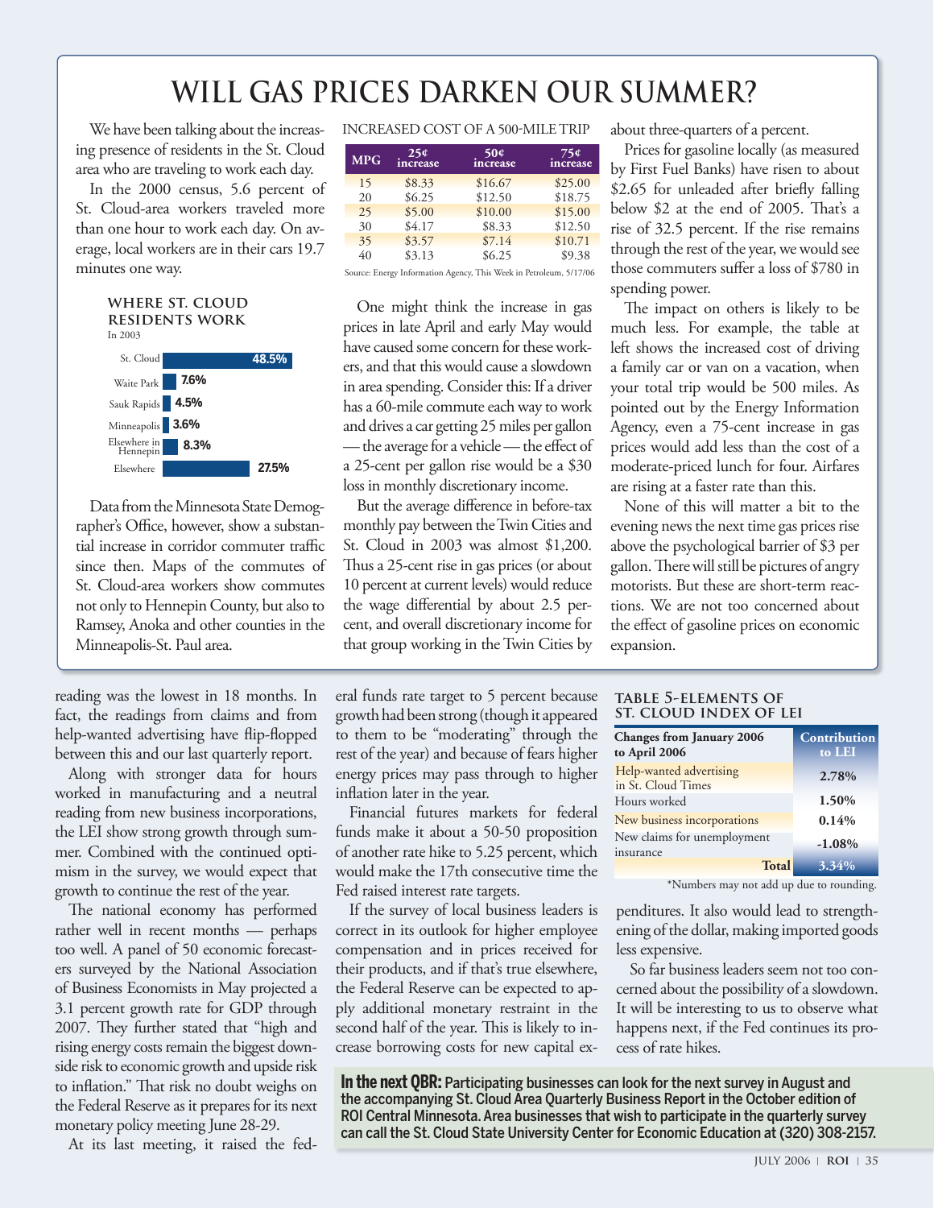# WILL GAS PRICES DARKEN OUR SUMMER?

We have been talking about the increasing presence of residents in the St. Cloud area who are traveling to work each day.

In the 2000 census, 5.6 percent of St. Cloud-area workers traveled more than one hour to work each day. On average, local workers are in their cars 19.7 minutes one way.

**WHERE ST. CLOUD RESIDENTS WORK**
In 2003

St. Cloud 48.5%
Waite Park 7.6%
Sauk Rapids 4.5%
Minneapolis 3.6%
Elsewhere in Hennepin 8.3%
Elsewhere 27.5%

Data from the Minnesota State Demographer's Office, however, show a substantial increase in corridor commuter traffic since then. Maps of the commutes of St. Cloud-area workers show commutes not only to Hennepin County, but also to Ramsey, Anoka and other counties in the Minneapolis-St. Paul area.

INCREASED COST OF A 500-MILE TRIP

| MPG | 25¢ increase | 50¢ increase | 75¢ increase |
|---|---|---|---|
| 15 | $8.33 | $16.67 | $25.00 |
| 20 | $6.25 | $12.50 | $18.75 |
| 25 | $5.00 | $10.00 | $15.00 |
| 30 | $4.17 | $8.33 | $12.50 |
| 35 | $3.57 | $7.14 | $10.71 |
| 40 | $3.13 | $6.25 | $9.38 |

Source: Energy Information Agency, This Week in Petroleum, 5/17/06

One might think the increase in gas prices in late April and early May would have caused some concern for these workers, and that this would cause a slowdown in area spending. Consider this: If a driver has a 60-mile commute each way to work and drives a car getting 25 miles per gallon — the average for a vehicle — the effect of a 25-cent per gallon rise would be a $30 loss in monthly discretionary income.

But the average difference in before-tax monthly pay between the Twin Cities and St. Cloud in 2003 was almost $1,200. Thus a 25-cent rise in gas prices (or about 10 percent at current levels) would reduce the wage differential by about 2.5 percent, and overall discretionary income for that group working in the Twin Cities by about three-quarters of a percent.

Prices for gasoline locally (as measured by First Fuel Banks) have risen to about $2.65 for unleaded after briefly falling below $2 at the end of 2005. That's a rise of 32.5 percent. If the rise remains through the rest of the year, we would see those commuters suffer a loss of $780 in spending power.

The impact on others is likely to be much less. For example, the table at left shows the increased cost of driving a family car or van on a vacation, when your total trip would be 500 miles. As pointed out by the Energy Information Agency, even a 75-cent increase in gas prices would add less than the cost of a moderate-priced lunch for four. Airfares are rising at a faster rate than this.

None of this will matter a bit to the evening news the next time gas prices rise above the psychological barrier of $3 per gallon. There will still be pictures of angry motorists. But these are short-term reactions. We are not too concerned about the effect of gasoline prices on economic expansion.

---

reading was the lowest in 18 months. In fact, the readings from claims and from help-wanted advertising have flip-flopped between this and our last quarterly report.

Along with stronger data for hours worked in manufacturing and a neutral reading from new business incorporations, the LEI show strong growth through summer. Combined with the continued optimism in the survey, we would expect that growth to continue the rest of the year.

The national economy has performed rather well in recent months — perhaps too well. A panel of 50 economic forecasters surveyed by the National Association of Business Economists in May projected a 3.1 percent growth rate for GDP through 2007. They further stated that "high and rising energy costs remain the biggest downside risk to economic growth and upside risk to inflation." That risk no doubt weighs on the Federal Reserve as it prepares for its next monetary policy meeting June 28-29.

At its last meeting, it raised the federal funds rate target to 5 percent because growth had been strong (though it appeared to them to be "moderating" through the rest of the year) and because of fears higher energy prices may pass through to higher inflation later in the year.

Financial futures markets for federal funds make it about a 50-50 proposition of another rate hike to 5.25 percent, which would make the 17th consecutive time the Fed raised interest rate targets.

If the survey of local business leaders is correct in its outlook for higher employee compensation and in prices received for their products, and if that's true elsewhere, the Federal Reserve can be expected to apply additional monetary restraint in the second half of the year. This is likely to increase borrowing costs for new capital expenditures. It also would lead to strengthening of the dollar, making imported goods less expensive.

So far business leaders seem not too concerned about the possibility of a slowdown. It will be interesting to us to observe what happens next, if the Fed continues its process of rate hikes.

**TABLE 5-ELEMENTS OF ST. CLOUD INDEX OF LEI**

| Changes from January 2006 to April 2006 | Contribution to LEI |
|---|---|
| Help-wanted advertising in St. Cloud Times | 2.78% |
| Hours worked | 1.50% |
| New business incorporations | 0.14% |
| New claims for unemployment insurance | -1.08% |
| **Total** | 3.34% |

*Numbers may not add up due to rounding.

**In the next QBR: Participating businesses can look for the next survey in August and the accompanying St. Cloud Area Quarterly Business Report in the October edition of ROI Central Minnesota. Area businesses that wish to participate in the quarterly survey can call the St. Cloud State University Center for Economic Education at (320) 308-2157.**